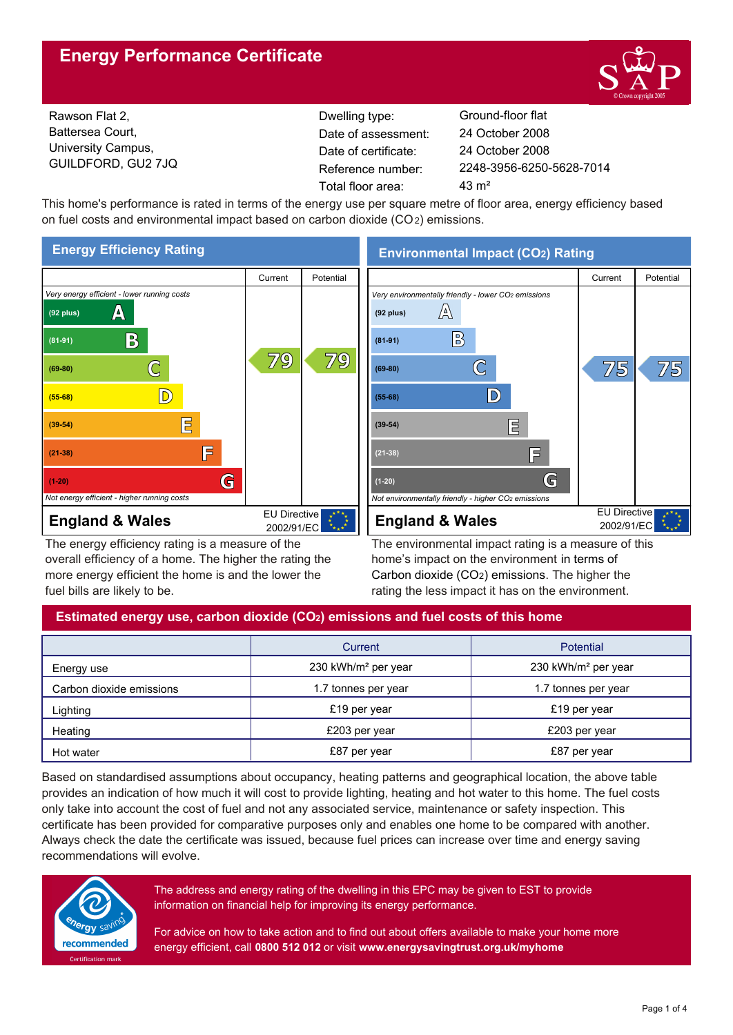# Energy Performance Certificate

Rawson Flat 2,
Battersea Court,
University Campus,
GUILDFORD, GU2 7JQ

| | |
|---|---|
| Dwelling type: | Ground-floor flat |
| Date of assessment: | 24 October 2008 |
| Date of certificate: | 24 October 2008 |
| Reference number: | 2248-3956-6250-5628-7014 |
| Total floor area: | 43 m² |

This home's performance is rated in terms of the energy use per square metre of floor area, energy efficiency based on fuel costs and environmental impact based on carbon dioxide ($CO_2$) emissions.

## Energy Efficiency Rating

| | Current | Potential |
|---|---|---|
| *Very energy efficient - lower running costs* | | |
| (92 plus) A | | |
| (81-91) B | | |
| (69-80) C | 79 | 79 |
| (55-68) D | | |
| (39-54) E | | |
| (21-38) F | | |
| (1-20) G | | |
| *Not energy efficient - higher running costs* | | |
| **England & Wales** — EU Directive 2002/91/EC | | |

The energy efficiency rating is a measure of the overall efficiency of a home. The higher the rating the more energy efficient the home is and the lower the fuel bills are likely to be.

## Environmental Impact ($CO_2$) Rating

| | Current | Potential |
|---|---|---|
| *Very environmentally friendly - lower $CO_2$ emissions* | | |
| (92 plus) A | | |
| (81-91) B | | |
| (69-80) C | 75 | 75 |
| (55-68) D | | |
| (39-54) E | | |
| (21-38) F | | |
| (1-20) G | | |
| *Not environmentally friendly - higher $CO_2$ emissions* | | |
| **England & Wales** — EU Directive 2002/91/EC | | |

The environmental impact rating is a measure of this home's impact on the environment in terms of Carbon dioxide ($CO_2$) emissions. The higher the rating the less impact it has on the environment.

## Estimated energy use, carbon dioxide ($CO_2$) emissions and fuel costs of this home

| | Current | Potential |
|---|---|---|
| Energy use | 230 kWh/m² per year | 230 kWh/m² per year |
| Carbon dioxide emissions | 1.7 tonnes per year | 1.7 tonnes per year |
| Lighting | £19 per year | £19 per year |
| Heating | £203 per year | £203 per year |
| Hot water | £87 per year | £87 per year |

Based on standardised assumptions about occupancy, heating patterns and geographical location, the above table provides an indication of how much it will cost to provide lighting, heating and hot water to this home. The fuel costs only take into account the cost of fuel and not any associated service, maintenance or safety inspection. This certificate has been provided for comparative purposes only and enables one home to be compared with another. Always check the date the certificate was issued, because fuel prices can increase over time and energy saving recommendations will evolve.

energy saving recommended — Certification mark

The address and energy rating of the dwelling in this EPC may be given to EST to provide information on financial help for improving its energy performance.

For advice on how to take action and to find out about offers available to make your home more energy efficient, call **0800 512 012** or visit **www.energysavingtrust.org.uk/myhome**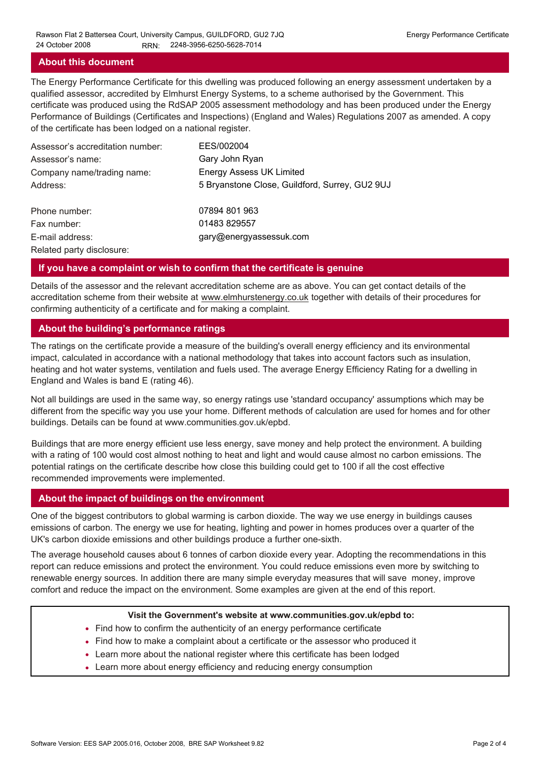## About this document

The Energy Performance Certificate for this dwelling was produced following an energy assessment undertaken by a qualified assessor, accredited by Elmhurst Energy Systems, to a scheme authorised by the Government. This certificate was produced using the RdSAP 2005 assessment methodology and has been produced under the Energy Performance of Buildings (Certificates and Inspections) (England and Wales) Regulations 2007 as amended. A copy of the certificate has been lodged on a national register.

| | |
|---|---|
| Assessor's accreditation number: | EES/002004 |
| Assessor's name: | Gary John Ryan |
| Company name/trading name: | Energy Assess UK Limited |
| Address: | 5 Bryanstone Close, Guildford, Surrey, GU2 9UJ |
| Phone number: | 07894 801 963 |
| Fax number: | 01483 829557 |
| E-mail address: | gary@energyassessuk.com |
| Related party disclosure: | |

## If you have a complaint or wish to confirm that the certificate is genuine

Details of the assessor and the relevant accreditation scheme are as above. You can get contact details of the accreditation scheme from their website at www.elmhurstenergy.co.uk together with details of their procedures for confirming authenticity of a certificate and for making a complaint.

## About the building's performance ratings

The ratings on the certificate provide a measure of the building's overall energy efficiency and its environmental impact, calculated in accordance with a national methodology that takes into account factors such as insulation, heating and hot water systems, ventilation and fuels used. The average Energy Efficiency Rating for a dwelling in England and Wales is band E (rating 46).

Not all buildings are used in the same way, so energy ratings use 'standard occupancy' assumptions which may be different from the specific way you use your home. Different methods of calculation are used for homes and for other buildings. Details can be found at www.communities.gov.uk/epbd.

Buildings that are more energy efficient use less energy, save money and help protect the environment. A building with a rating of 100 would cost almost nothing to heat and light and would cause almost no carbon emissions. The potential ratings on the certificate describe how close this building could get to 100 if all the cost effective recommended improvements were implemented.

## About the impact of buildings on the environment

One of the biggest contributors to global warming is carbon dioxide. The way we use energy in buildings causes emissions of carbon. The energy we use for heating, lighting and power in homes produces over a quarter of the UK's carbon dioxide emissions and other buildings produce a further one-sixth.

The average household causes about 6 tonnes of carbon dioxide every year. Adopting the recommendations in this report can reduce emissions and protect the environment. You could reduce emissions even more by switching to renewable energy sources. In addition there are many simple everyday measures that will save money, improve comfort and reduce the impact on the environment. Some examples are given at the end of this report.

**Visit the Government's website at www.communities.gov.uk/epbd to:**

- Find how to confirm the authenticity of an energy performance certificate
- Find how to make a complaint about a certificate or the assessor who produced it
- Learn more about the national register where this certificate has been lodged
- Learn more about energy efficiency and reducing energy consumption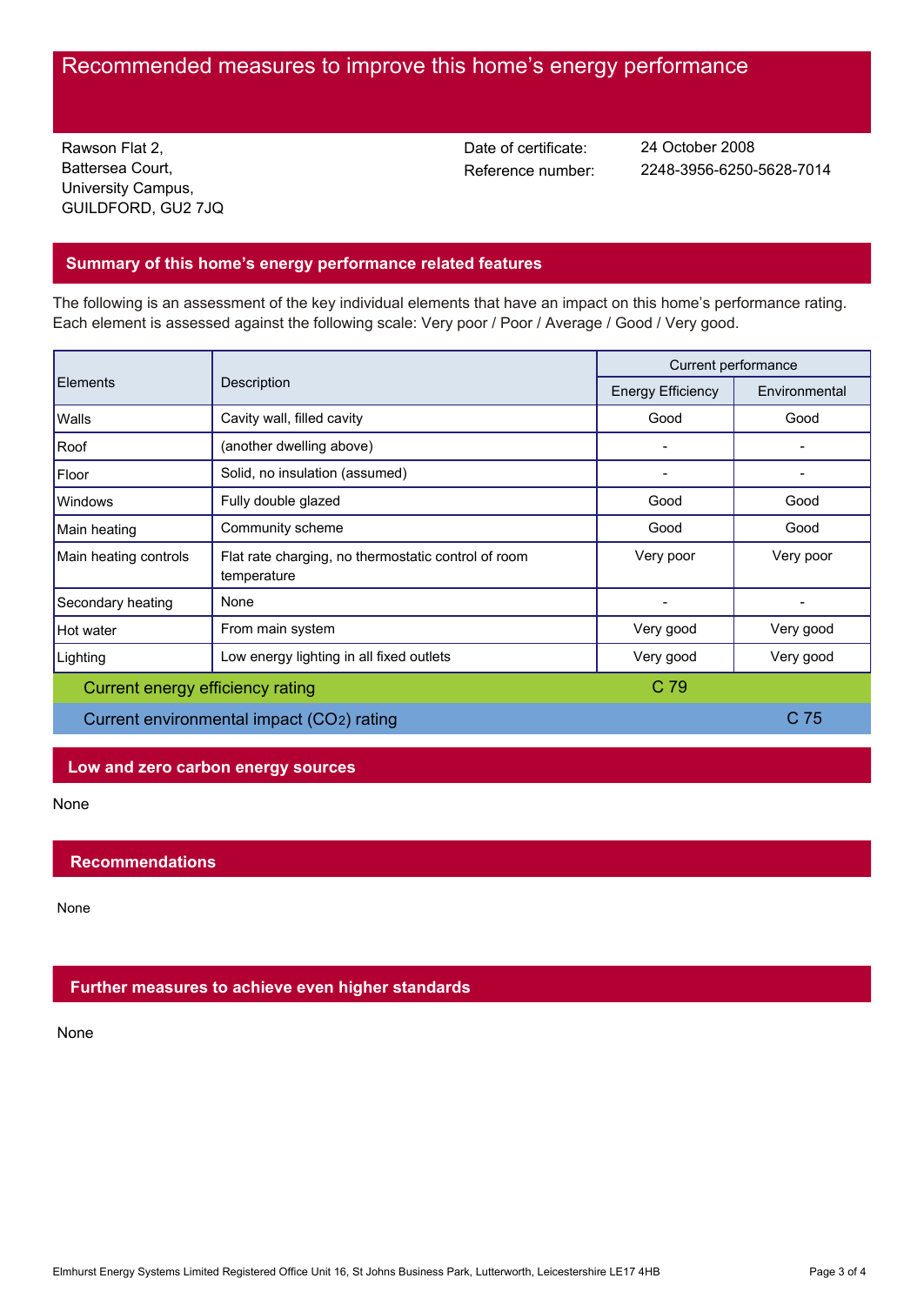# Recommended measures to improve this home's energy performance

Rawson Flat 2,
Battersea Court,
University Campus,
GUILDFORD, GU2 7JQ

Date of certificate: 24 October 2008
Reference number: 2248-3956-6250-5628-7014

## Summary of this home's energy performance related features

The following is an assessment of the key individual elements that have an impact on this home's performance rating. Each element is assessed against the following scale: Very poor / Poor / Average / Good / Very good.

| Elements | Description | Current performance | |
|---|---|---|---|
| | | Energy Efficiency | Environmental |
| Walls | Cavity wall, filled cavity | Good | Good |
| Roof | (another dwelling above) | - | - |
| Floor | Solid, no insulation (assumed) | - | - |
| Windows | Fully double glazed | Good | Good |
| Main heating | Community scheme | Good | Good |
| Main heating controls | Flat rate charging, no thermostatic control of room temperature | Very poor | Very poor |
| Secondary heating | None | - | - |
| Hot water | From main system | Very good | Very good |
| Lighting | Low energy lighting in all fixed outlets | Very good | Very good |
| Current energy efficiency rating | | C 79 | |
| Current environmental impact ($CO_2$) rating | | | C 75 |

## Low and zero carbon energy sources

None

## Recommendations

None

## Further measures to achieve even higher standards

None

Elmhurst Energy Systems Limited Registered Office Unit 16, St Johns Business Park, Lutterworth, Leicestershire LE17 4HB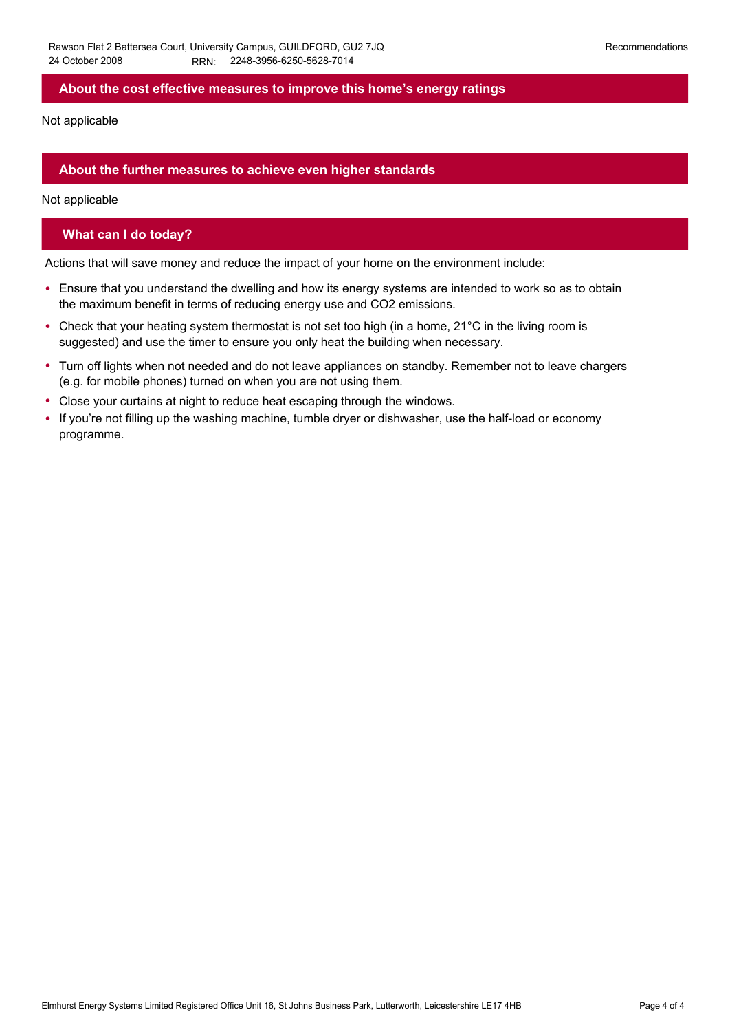## About the cost effective measures to improve this home's energy ratings

Not applicable

## About the further measures to achieve even higher standards

Not applicable

## What can I do today?

Actions that will save money and reduce the impact of your home on the environment include:

- Ensure that you understand the dwelling and how its energy systems are intended to work so as to obtain the maximum benefit in terms of reducing energy use and $CO_2$ emissions.
- Check that your heating system thermostat is not set too high (in a home, 21°C in the living room is suggested) and use the timer to ensure you only heat the building when necessary.
- Turn off lights when not needed and do not leave appliances on standby. Remember not to leave chargers (e.g. for mobile phones) turned on when you are not using them.
- Close your curtains at night to reduce heat escaping through the windows.
- If you're not filling up the washing machine, tumble dryer or dishwasher, use the half-load or economy programme.